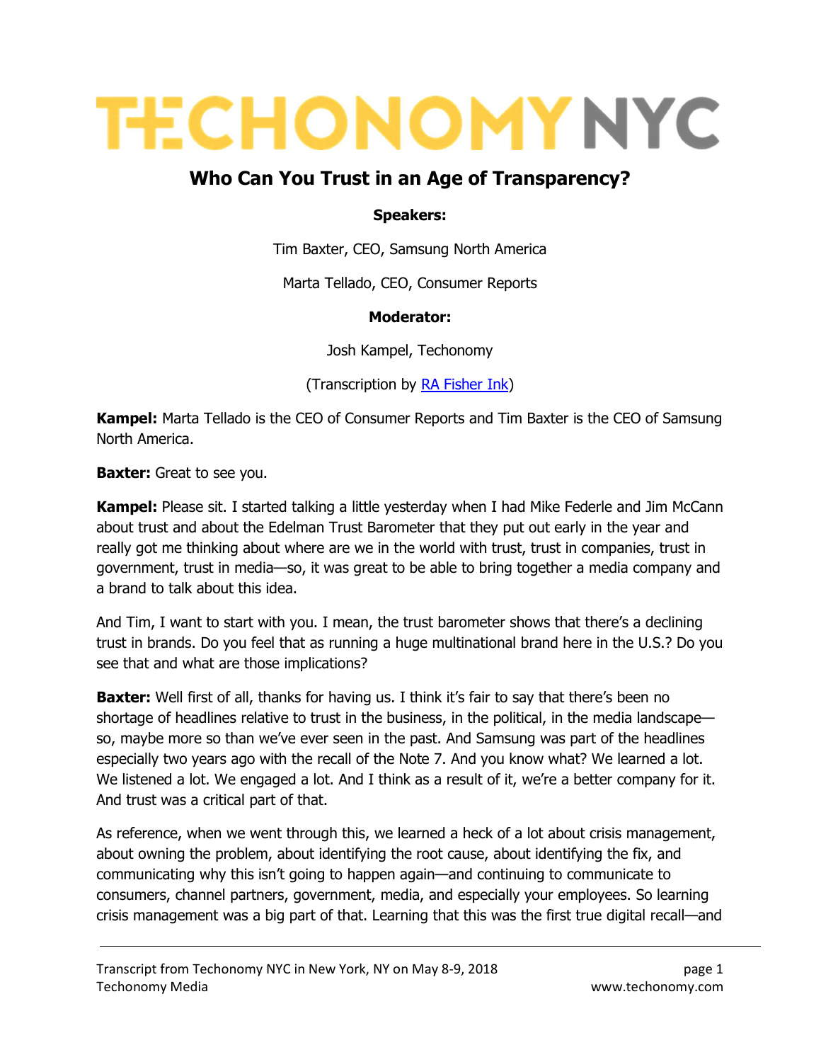# TECHONOMY NYC

## Who Can You Trust in an Age of Transparency?

**Speakers:**

Tim Baxter, CEO, Samsung North America

Marta Tellado, CEO, Consumer Reports

**Moderator:**

Josh Kampel, Techonomy

(Transcription by [RA Fisher Ink](RA Fisher Ink))

**Kampel:** Marta Tellado is the CEO of Consumer Reports and Tim Baxter is the CEO of Samsung North America.

**Baxter:** Great to see you.

**Kampel:** Please sit. I started talking a little yesterday when I had Mike Federle and Jim McCann about trust and about the Edelman Trust Barometer that they put out early in the year and really got me thinking about where are we in the world with trust, trust in companies, trust in government, trust in media—so, it was great to be able to bring together a media company and a brand to talk about this idea.

And Tim, I want to start with you. I mean, the trust barometer shows that there's a declining trust in brands. Do you feel that as running a huge multinational brand here in the U.S.? Do you see that and what are those implications?

**Baxter:** Well first of all, thanks for having us. I think it's fair to say that there's been no shortage of headlines relative to trust in the business, in the political, in the media landscape—so, maybe more so than we've ever seen in the past. And Samsung was part of the headlines especially two years ago with the recall of the Note 7. And you know what? We learned a lot. We listened a lot. We engaged a lot. And I think as a result of it, we're a better company for it. And trust was a critical part of that.

As reference, when we went through this, we learned a heck of a lot about crisis management, about owning the problem, about identifying the root cause, about identifying the fix, and communicating why this isn't going to happen again—and continuing to communicate to consumers, channel partners, government, media, and especially your employees. So learning crisis management was a big part of that. Learning that this was the first true digital recall—and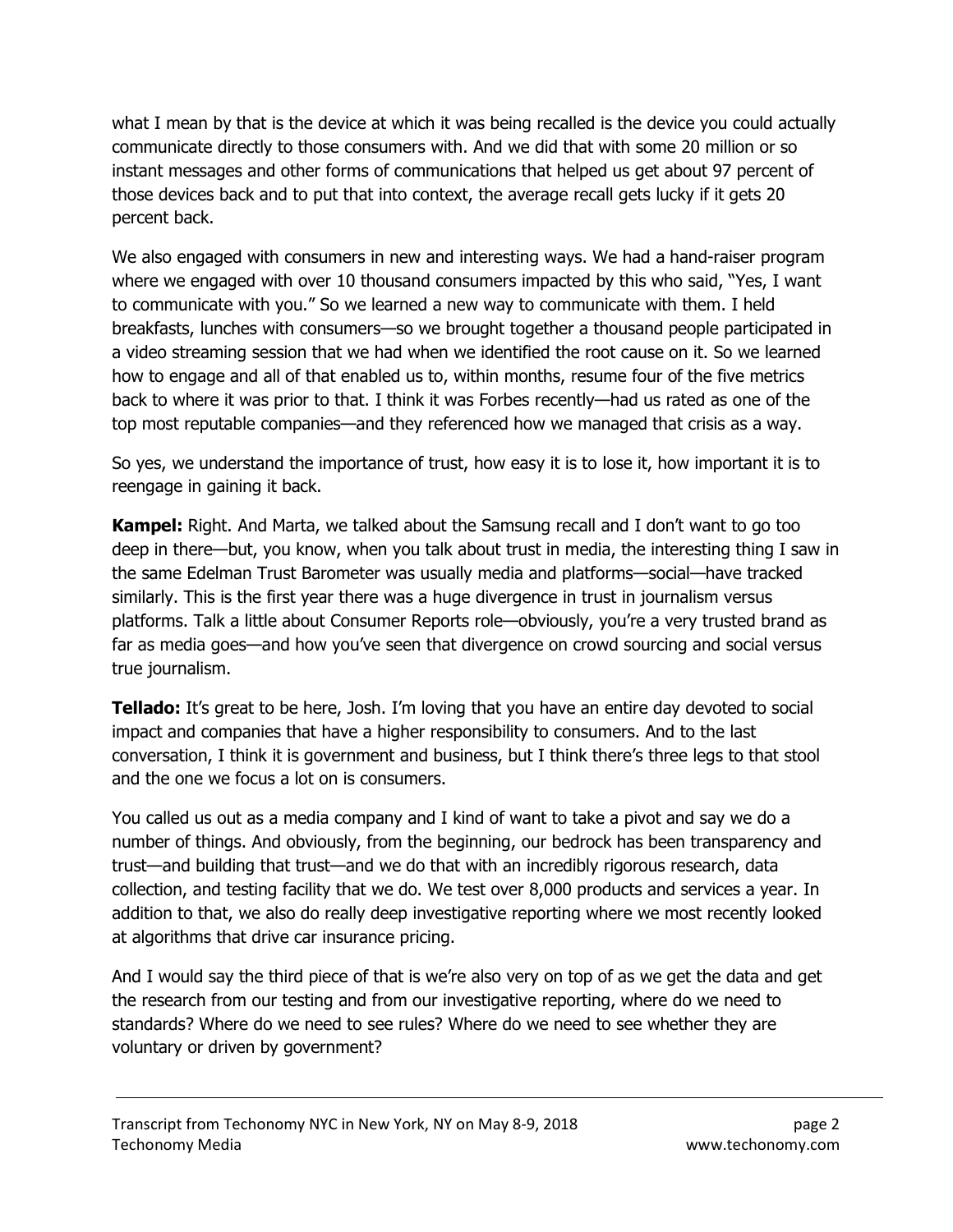what I mean by that is the device at which it was being recalled is the device you could actually communicate directly to those consumers with. And we did that with some 20 million or so instant messages and other forms of communications that helped us get about 97 percent of those devices back and to put that into context, the average recall gets lucky if it gets 20 percent back.

We also engaged with consumers in new and interesting ways. We had a hand-raiser program where we engaged with over 10 thousand consumers impacted by this who said, "Yes, I want to communicate with you." So we learned a new way to communicate with them. I held breakfasts, lunches with consumers—so we brought together a thousand people participated in a video streaming session that we had when we identified the root cause on it. So we learned how to engage and all of that enabled us to, within months, resume four of the five metrics back to where it was prior to that. I think it was Forbes recently—had us rated as one of the top most reputable companies—and they referenced how we managed that crisis as a way.

So yes, we understand the importance of trust, how easy it is to lose it, how important it is to reengage in gaining it back.

**Kampel:** Right. And Marta, we talked about the Samsung recall and I don't want to go too deep in there—but, you know, when you talk about trust in media, the interesting thing I saw in the same Edelman Trust Barometer was usually media and platforms—social—have tracked similarly. This is the first year there was a huge divergence in trust in journalism versus platforms. Talk a little about Consumer Reports role—obviously, you're a very trusted brand as far as media goes—and how you've seen that divergence on crowd sourcing and social versus true journalism.

**Tellado:** It's great to be here, Josh. I'm loving that you have an entire day devoted to social impact and companies that have a higher responsibility to consumers. And to the last conversation, I think it is government and business, but I think there's three legs to that stool and the one we focus a lot on is consumers.

You called us out as a media company and I kind of want to take a pivot and say we do a number of things. And obviously, from the beginning, our bedrock has been transparency and trust—and building that trust—and we do that with an incredibly rigorous research, data collection, and testing facility that we do. We test over 8,000 products and services a year. In addition to that, we also do really deep investigative reporting where we most recently looked at algorithms that drive car insurance pricing.

And I would say the third piece of that is we're also very on top of as we get the data and get the research from our testing and from our investigative reporting, where do we need to standards? Where do we need to see rules? Where do we need to see whether they are voluntary or driven by government?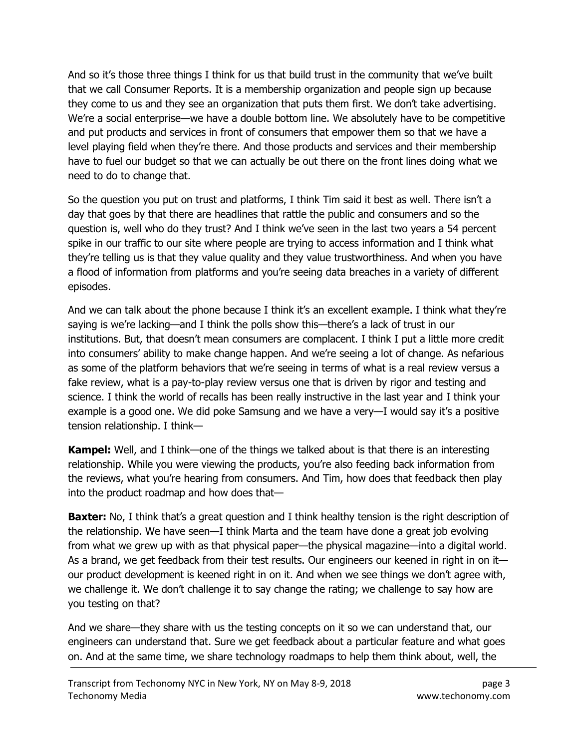And so it's those three things I think for us that build trust in the community that we've built that we call Consumer Reports. It is a membership organization and people sign up because they come to us and they see an organization that puts them first. We don't take advertising. We're a social enterprise—we have a double bottom line. We absolutely have to be competitive and put products and services in front of consumers that empower them so that we have a level playing field when they're there. And those products and services and their membership have to fuel our budget so that we can actually be out there on the front lines doing what we need to do to change that.

So the question you put on trust and platforms, I think Tim said it best as well. There isn't a day that goes by that there are headlines that rattle the public and consumers and so the question is, well who do they trust? And I think we've seen in the last two years a 54 percent spike in our traffic to our site where people are trying to access information and I think what they're telling us is that they value quality and they value trustworthiness. And when you have a flood of information from platforms and you're seeing data breaches in a variety of different episodes.

And we can talk about the phone because I think it's an excellent example. I think what they're saying is we're lacking—and I think the polls show this—there's a lack of trust in our institutions. But, that doesn't mean consumers are complacent. I think I put a little more credit into consumers' ability to make change happen. And we're seeing a lot of change. As nefarious as some of the platform behaviors that we're seeing in terms of what is a real review versus a fake review, what is a pay-to-play review versus one that is driven by rigor and testing and science. I think the world of recalls has been really instructive in the last year and I think your example is a good one. We did poke Samsung and we have a very—I would say it's a positive tension relationship. I think—

**Kampel:** Well, and I think—one of the things we talked about is that there is an interesting relationship. While you were viewing the products, you're also feeding back information from the reviews, what you're hearing from consumers. And Tim, how does that feedback then play into the product roadmap and how does that—

**Baxter:** No, I think that's a great question and I think healthy tension is the right description of the relationship. We have seen—I think Marta and the team have done a great job evolving from what we grew up with as that physical paper—the physical magazine—into a digital world. As a brand, we get feedback from their test results. Our engineers our keened in right in on it—our product development is keened right in on it. And when we see things we don't agree with, we challenge it. We don't challenge it to say change the rating; we challenge to say how are you testing on that?

And we share—they share with us the testing concepts on it so we can understand that, our engineers can understand that. Sure we get feedback about a particular feature and what goes on. And at the same time, we share technology roadmaps to help them think about, well, the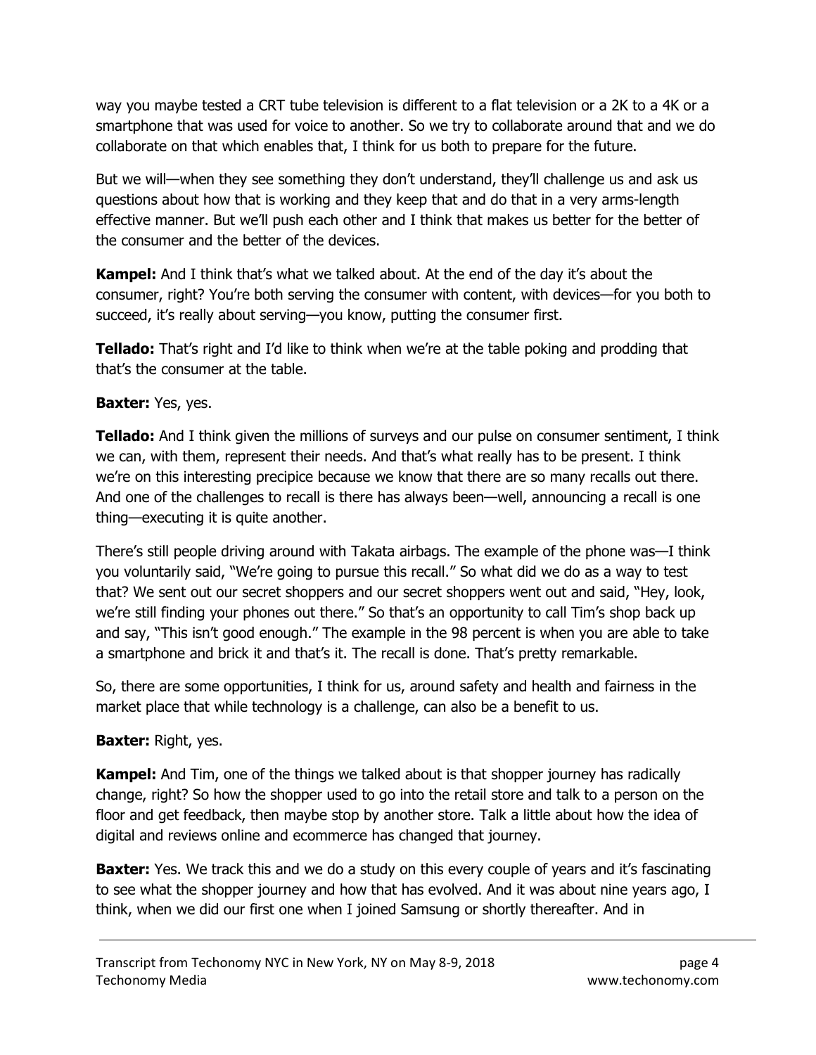way you maybe tested a CRT tube television is different to a flat television or a 2K to a 4K or a smartphone that was used for voice to another. So we try to collaborate around that and we do collaborate on that which enables that, I think for us both to prepare for the future.

But we will—when they see something they don't understand, they'll challenge us and ask us questions about how that is working and they keep that and do that in a very arms-length effective manner. But we'll push each other and I think that makes us better for the better of the consumer and the better of the devices.

**Kampel:** And I think that's what we talked about. At the end of the day it's about the consumer, right? You're both serving the consumer with content, with devices—for you both to succeed, it's really about serving—you know, putting the consumer first.

**Tellado:** That's right and I'd like to think when we're at the table poking and prodding that that's the consumer at the table.

**Baxter:** Yes, yes.

**Tellado:** And I think given the millions of surveys and our pulse on consumer sentiment, I think we can, with them, represent their needs. And that's what really has to be present. I think we're on this interesting precipice because we know that there are so many recalls out there. And one of the challenges to recall is there has always been—well, announcing a recall is one thing—executing it is quite another.

There's still people driving around with Takata airbags. The example of the phone was—I think you voluntarily said, "We're going to pursue this recall." So what did we do as a way to test that? We sent out our secret shoppers and our secret shoppers went out and said, "Hey, look, we're still finding your phones out there." So that's an opportunity to call Tim's shop back up and say, "This isn't good enough." The example in the 98 percent is when you are able to take a smartphone and brick it and that's it. The recall is done. That's pretty remarkable.

So, there are some opportunities, I think for us, around safety and health and fairness in the market place that while technology is a challenge, can also be a benefit to us.

**Baxter:** Right, yes.

**Kampel:** And Tim, one of the things we talked about is that shopper journey has radically change, right? So how the shopper used to go into the retail store and talk to a person on the floor and get feedback, then maybe stop by another store. Talk a little about how the idea of digital and reviews online and ecommerce has changed that journey.

**Baxter:** Yes. We track this and we do a study on this every couple of years and it's fascinating to see what the shopper journey and how that has evolved. And it was about nine years ago, I think, when we did our first one when I joined Samsung or shortly thereafter. And in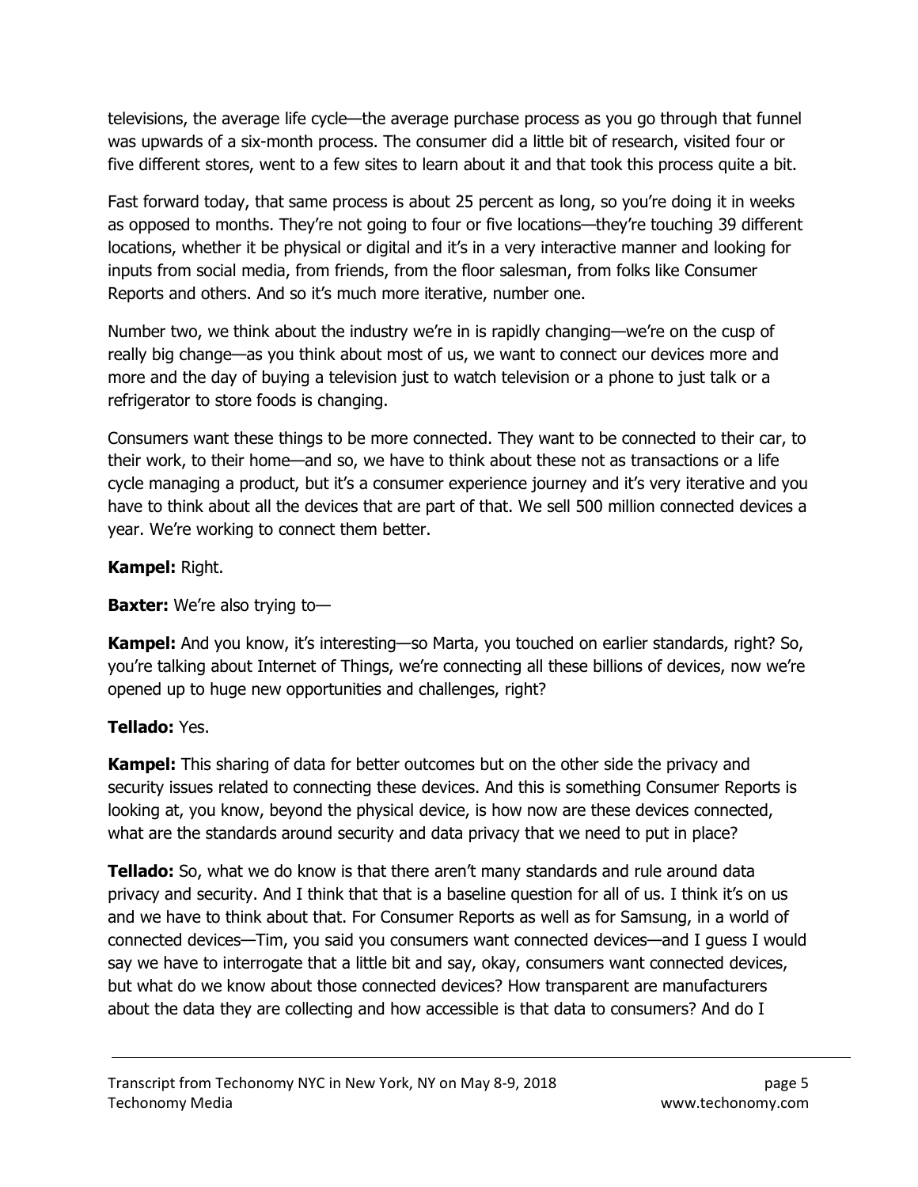televisions, the average life cycle—the average purchase process as you go through that funnel was upwards of a six-month process. The consumer did a little bit of research, visited four or five different stores, went to a few sites to learn about it and that took this process quite a bit.

Fast forward today, that same process is about 25 percent as long, so you're doing it in weeks as opposed to months. They're not going to four or five locations—they're touching 39 different locations, whether it be physical or digital and it's in a very interactive manner and looking for inputs from social media, from friends, from the floor salesman, from folks like Consumer Reports and others. And so it's much more iterative, number one.

Number two, we think about the industry we're in is rapidly changing—we're on the cusp of really big change—as you think about most of us, we want to connect our devices more and more and the day of buying a television just to watch television or a phone to just talk or a refrigerator to store foods is changing.

Consumers want these things to be more connected. They want to be connected to their car, to their work, to their home—and so, we have to think about these not as transactions or a life cycle managing a product, but it's a consumer experience journey and it's very iterative and you have to think about all the devices that are part of that. We sell 500 million connected devices a year. We're working to connect them better.

**Kampel:** Right.

**Baxter:** We're also trying to—

**Kampel:** And you know, it's interesting—so Marta, you touched on earlier standards, right? So, you're talking about Internet of Things, we're connecting all these billions of devices, now we're opened up to huge new opportunities and challenges, right?

**Tellado:** Yes.

**Kampel:** This sharing of data for better outcomes but on the other side the privacy and security issues related to connecting these devices. And this is something Consumer Reports is looking at, you know, beyond the physical device, is how now are these devices connected, what are the standards around security and data privacy that we need to put in place?

**Tellado:** So, what we do know is that there aren't many standards and rule around data privacy and security. And I think that that is a baseline question for all of us. I think it's on us and we have to think about that. For Consumer Reports as well as for Samsung, in a world of connected devices—Tim, you said you consumers want connected devices—and I guess I would say we have to interrogate that a little bit and say, okay, consumers want connected devices, but what do we know about those connected devices? How transparent are manufacturers about the data they are collecting and how accessible is that data to consumers? And do I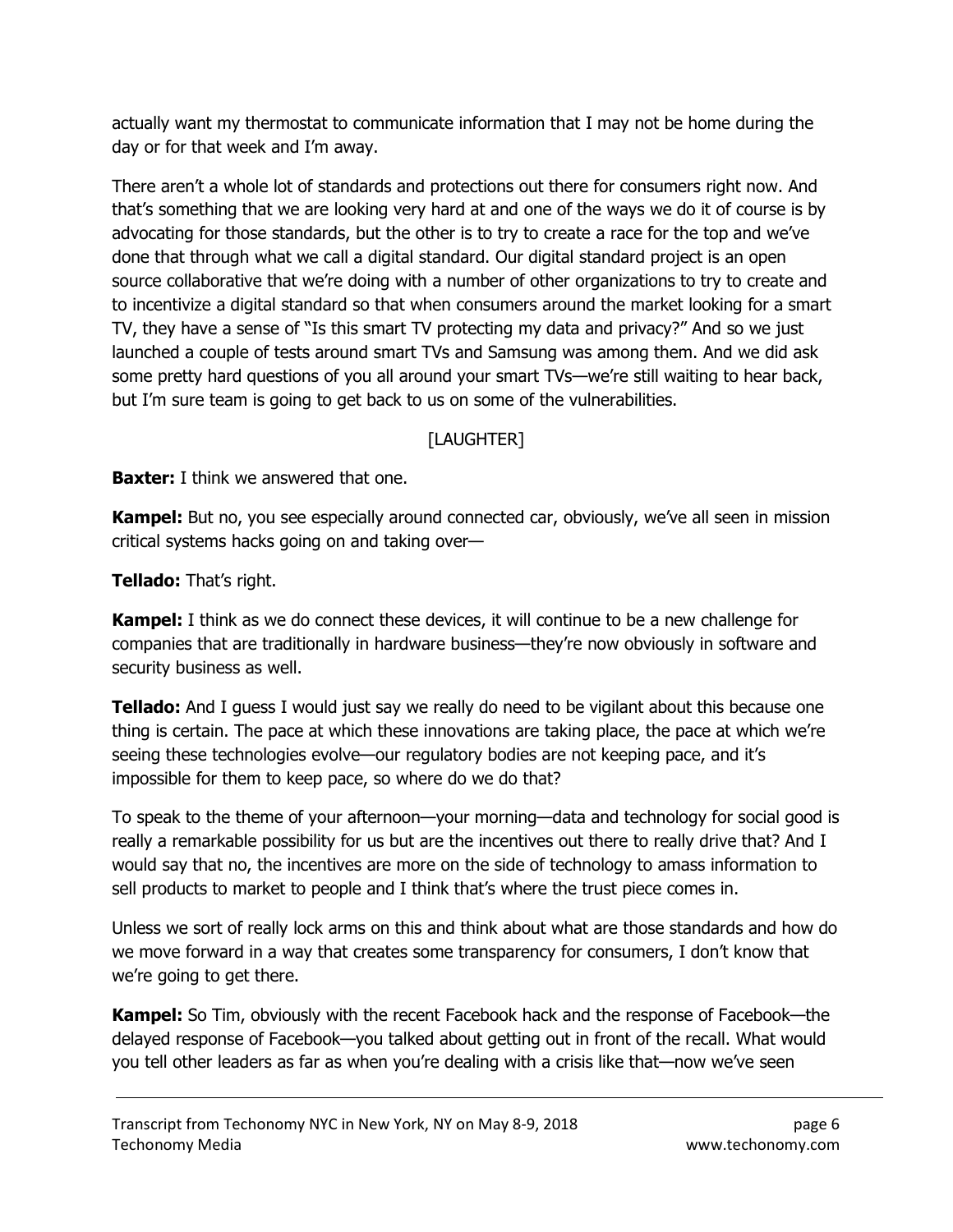actually want my thermostat to communicate information that I may not be home during the day or for that week and I'm away.

There aren't a whole lot of standards and protections out there for consumers right now. And that's something that we are looking very hard at and one of the ways we do it of course is by advocating for those standards, but the other is to try to create a race for the top and we've done that through what we call a digital standard. Our digital standard project is an open source collaborative that we're doing with a number of other organizations to try to create and to incentivize a digital standard so that when consumers around the market looking for a smart TV, they have a sense of "Is this smart TV protecting my data and privacy?" And so we just launched a couple of tests around smart TVs and Samsung was among them. And we did ask some pretty hard questions of you all around your smart TVs—we're still waiting to hear back, but I'm sure team is going to get back to us on some of the vulnerabilities.

[LAUGHTER]

**Baxter:** I think we answered that one.

**Kampel:** But no, you see especially around connected car, obviously, we've all seen in mission critical systems hacks going on and taking over—

**Tellado:** That's right.

**Kampel:** I think as we do connect these devices, it will continue to be a new challenge for companies that are traditionally in hardware business—they're now obviously in software and security business as well.

**Tellado:** And I guess I would just say we really do need to be vigilant about this because one thing is certain. The pace at which these innovations are taking place, the pace at which we're seeing these technologies evolve—our regulatory bodies are not keeping pace, and it's impossible for them to keep pace, so where do we do that?

To speak to the theme of your afternoon—your morning—data and technology for social good is really a remarkable possibility for us but are the incentives out there to really drive that? And I would say that no, the incentives are more on the side of technology to amass information to sell products to market to people and I think that's where the trust piece comes in.

Unless we sort of really lock arms on this and think about what are those standards and how do we move forward in a way that creates some transparency for consumers, I don't know that we're going to get there.

**Kampel:** So Tim, obviously with the recent Facebook hack and the response of Facebook—the delayed response of Facebook—you talked about getting out in front of the recall. What would you tell other leaders as far as when you're dealing with a crisis like that—now we've seen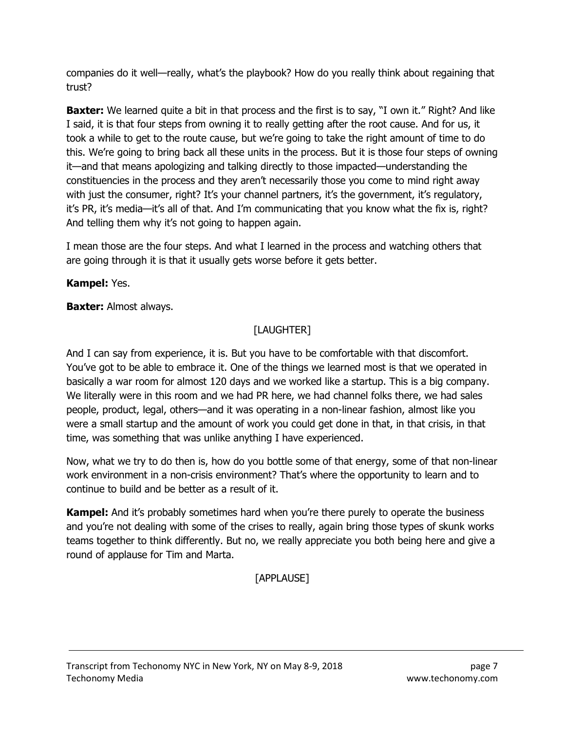companies do it well—really, what's the playbook? How do you really think about regaining that trust?

**Baxter:** We learned quite a bit in that process and the first is to say, "I own it." Right? And like I said, it is that four steps from owning it to really getting after the root cause. And for us, it took a while to get to the route cause, but we're going to take the right amount of time to do this. We're going to bring back all these units in the process. But it is those four steps of owning it—and that means apologizing and talking directly to those impacted—understanding the constituencies in the process and they aren't necessarily those you come to mind right away with just the consumer, right? It's your channel partners, it's the government, it's regulatory, it's PR, it's media—it's all of that. And I'm communicating that you know what the fix is, right? And telling them why it's not going to happen again.

I mean those are the four steps. And what I learned in the process and watching others that are going through it is that it usually gets worse before it gets better.

**Kampel:** Yes.

**Baxter:** Almost always.

[LAUGHTER]

And I can say from experience, it is. But you have to be comfortable with that discomfort. You've got to be able to embrace it. One of the things we learned most is that we operated in basically a war room for almost 120 days and we worked like a startup. This is a big company. We literally were in this room and we had PR here, we had channel folks there, we had sales people, product, legal, others—and it was operating in a non-linear fashion, almost like you were a small startup and the amount of work you could get done in that, in that crisis, in that time, was something that was unlike anything I have experienced.

Now, what we try to do then is, how do you bottle some of that energy, some of that non-linear work environment in a non-crisis environment? That's where the opportunity to learn and to continue to build and be better as a result of it.

**Kampel:** And it's probably sometimes hard when you're there purely to operate the business and you're not dealing with some of the crises to really, again bring those types of skunk works teams together to think differently. But no, we really appreciate you both being here and give a round of applause for Tim and Marta.

[APPLAUSE]